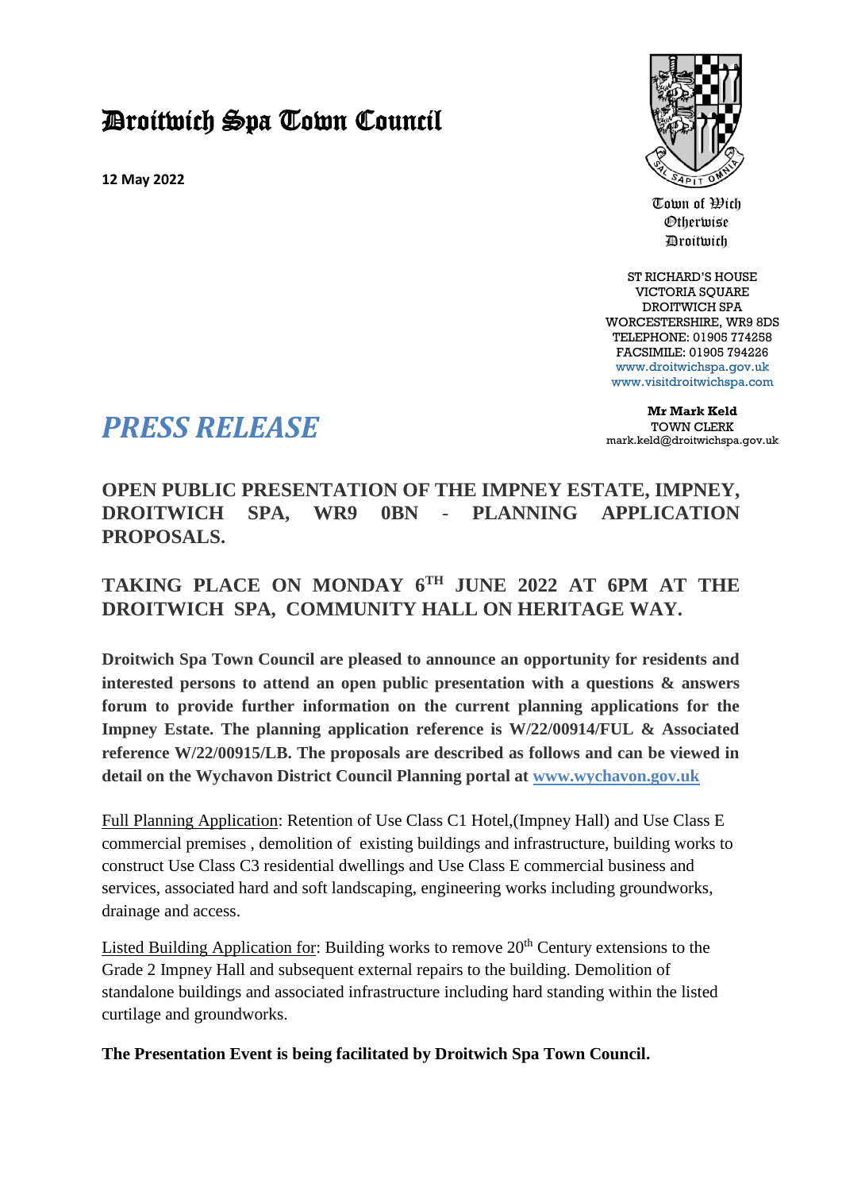# Droitwich Spa Town Council

**12 May 2022**

Town of Wich
Otherwise
Droitwich

ST RICHARD'S HOUSE
VICTORIA SQUARE
DROITWICH SPA
WORCESTERSHIRE, WR9 8DS
TELEPHONE: 01905 774258
FACSIMILE: 01905 794226
www.droitwichspa.gov.uk
www.visitdroitwichspa.com

**Mr Mark Keld**
TOWN CLERK
mark.keld@droitwichspa.gov.uk

## *PRESS RELEASE*

### OPEN PUBLIC PRESENTATION OF THE IMPNEY ESTATE, IMPNEY, DROITWICH SPA, WR9 0BN - PLANNING APPLICATION PROPOSALS.

### TAKING PLACE ON MONDAY 6TH JUNE 2022 AT 6PM AT THE DROITWICH SPA, COMMUNITY HALL ON HERITAGE WAY.

**Droitwich Spa Town Council are pleased to announce an opportunity for residents and interested persons to attend an open public presentation with a questions & answers forum to provide further information on the current planning applications for the Impney Estate. The planning application reference is W/22/00914/FUL & Associated reference W/22/00915/LB. The proposals are described as follows and can be viewed in detail on the Wychavon District Council Planning portal at www.wychavon.gov.uk**

Full Planning Application: Retention of Use Class C1 Hotel,(Impney Hall) and Use Class E commercial premises , demolition of existing buildings and infrastructure, building works to construct Use Class C3 residential dwellings and Use Class E commercial business and services, associated hard and soft landscaping, engineering works including groundworks, drainage and access.

Listed Building Application for: Building works to remove 20th Century extensions to the Grade 2 Impney Hall and subsequent external repairs to the building. Demolition of standalone buildings and associated infrastructure including hard standing within the listed curtilage and groundworks.

**The Presentation Event is being facilitated by Droitwich Spa Town Council.**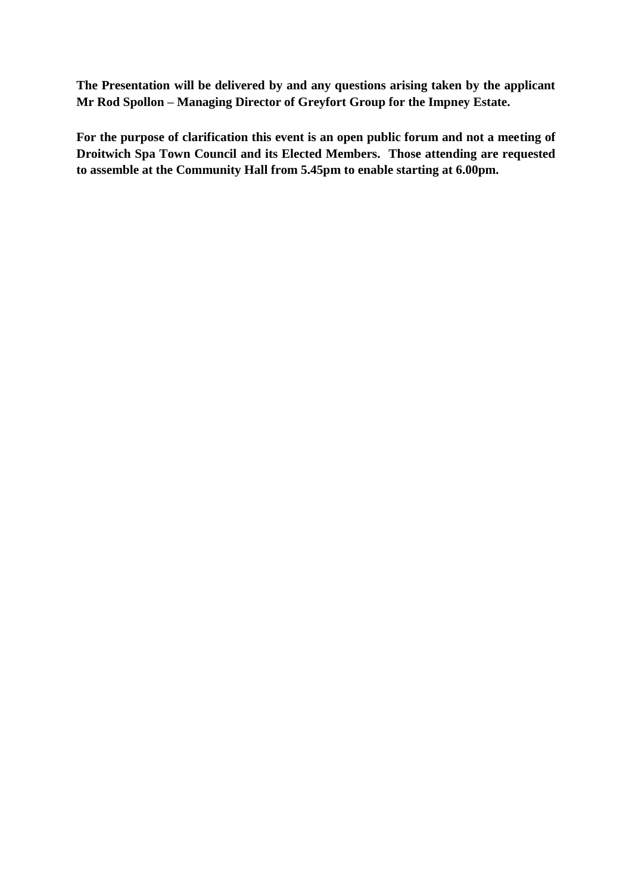**The Presentation will be delivered by and any questions arising taken by the applicant Mr Rod Spollon – Managing Director of Greyfort Group for the Impney Estate.**

**For the purpose of clarification this event is an open public forum and not a meeting of Droitwich Spa Town Council and its Elected Members. Those attending are requested to assemble at the Community Hall from 5.45pm to enable starting at 6.00pm.**